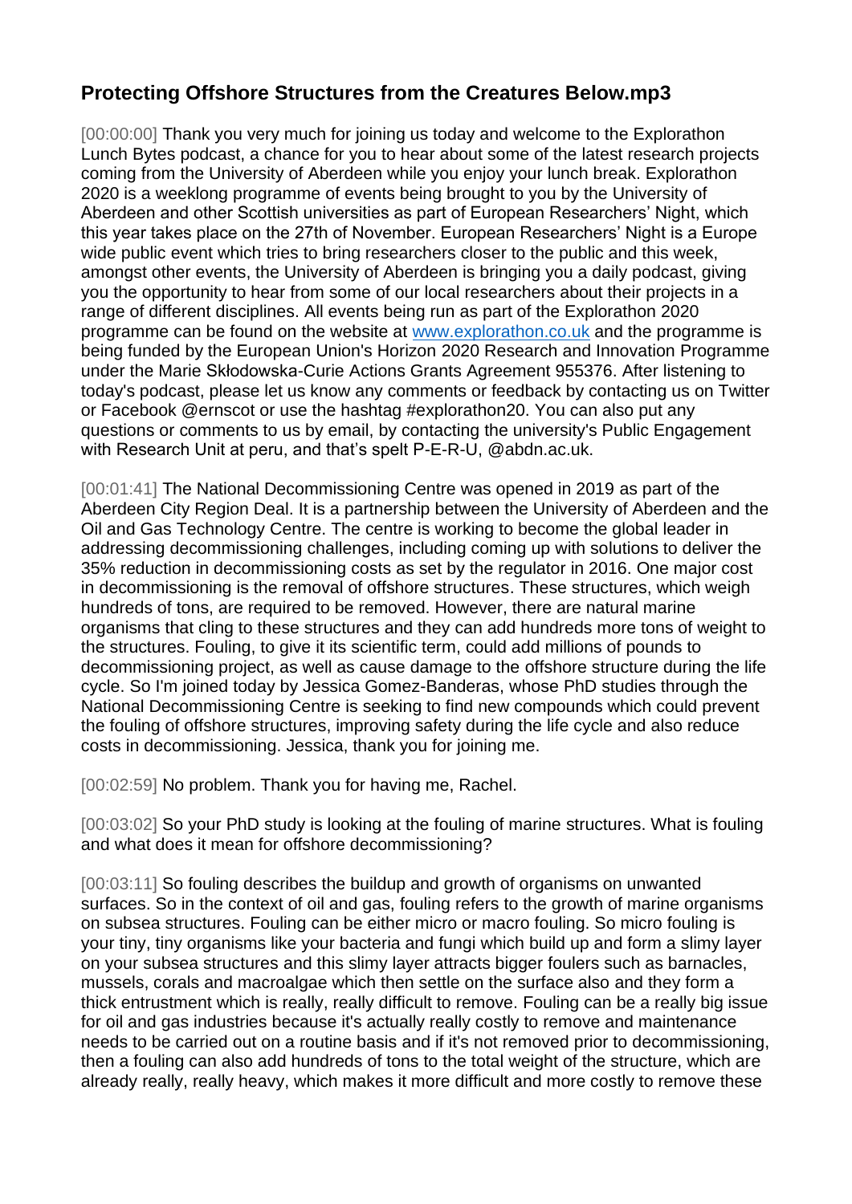## Protecting Offshore Structures from the Creatures Below.mp3

[00:00:00] Thank you very much for joining us today and welcome to the Explorathon Lunch Bytes podcast, a chance for you to hear about some of the latest research projects coming from the University of Aberdeen while you enjoy your lunch break. Explorathon 2020 is a weeklong programme of events being brought to you by the University of Aberdeen and other Scottish universities as part of European Researchers' Night, which this year takes place on the 27th of November. European Researchers' Night is a Europe wide public event which tries to bring researchers closer to the public and this week, amongst other events, the University of Aberdeen is bringing you a daily podcast, giving you the opportunity to hear from some of our local researchers about their projects in a range of different disciplines. All events being run as part of the Explorathon 2020 programme can be found on the website at [www.explorathon.co.uk](http://www.explorathon.co.uk) and the programme is being funded by the European Union's Horizon 2020 Research and Innovation Programme under the Marie Skłodowska-Curie Actions Grants Agreement 955376. After listening to today's podcast, please let us know any comments or feedback by contacting us on Twitter or Facebook @ernscot or use the hashtag #explorathon20. You can also put any questions or comments to us by email, by contacting the university's Public Engagement with Research Unit at peru, and that's spelt P-E-R-U, @abdn.ac.uk.

[00:01:41] The National Decommissioning Centre was opened in 2019 as part of the Aberdeen City Region Deal. It is a partnership between the University of Aberdeen and the Oil and Gas Technology Centre. The centre is working to become the global leader in addressing decommissioning challenges, including coming up with solutions to deliver the 35% reduction in decommissioning costs as set by the regulator in 2016. One major cost in decommissioning is the removal of offshore structures. These structures, which weigh hundreds of tons, are required to be removed. However, there are natural marine organisms that cling to these structures and they can add hundreds more tons of weight to the structures. Fouling, to give it its scientific term, could add millions of pounds to decommissioning project, as well as cause damage to the offshore structure during the life cycle. So I'm joined today by Jessica Gomez-Banderas, whose PhD studies through the National Decommissioning Centre is seeking to find new compounds which could prevent the fouling of offshore structures, improving safety during the life cycle and also reduce costs in decommissioning. Jessica, thank you for joining me.

[00:02:59] No problem. Thank you for having me, Rachel.

[00:03:02] So your PhD study is looking at the fouling of marine structures. What is fouling and what does it mean for offshore decommissioning?

[00:03:11] So fouling describes the buildup and growth of organisms on unwanted surfaces. So in the context of oil and gas, fouling refers to the growth of marine organisms on subsea structures. Fouling can be either micro or macro fouling. So micro fouling is your tiny, tiny organisms like your bacteria and fungi which build up and form a slimy layer on your subsea structures and this slimy layer attracts bigger foulers such as barnacles, mussels, corals and macroalgae which then settle on the surface also and they form a thick entrustment which is really, really difficult to remove. Fouling can be a really big issue for oil and gas industries because it's actually really costly to remove and maintenance needs to be carried out on a routine basis and if it's not removed prior to decommissioning, then a fouling can also add hundreds of tons to the total weight of the structure, which are already really, really heavy, which makes it more difficult and more costly to remove these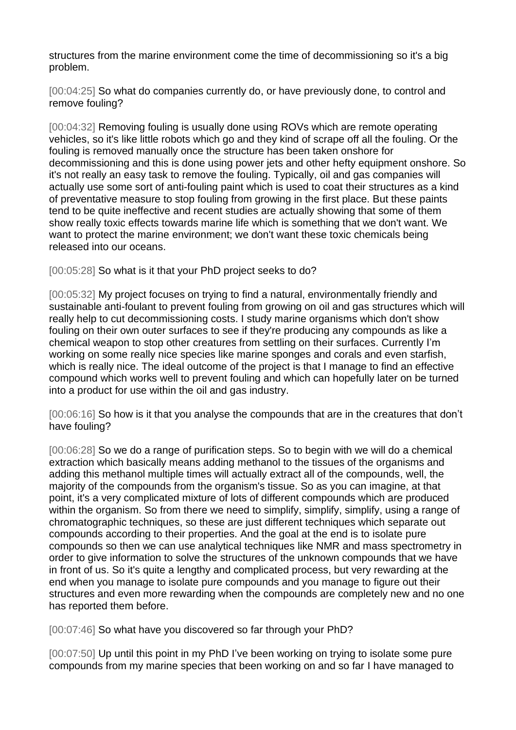structures from the marine environment come the time of decommissioning so it's a big problem.

[00:04:25] So what do companies currently do, or have previously done, to control and remove fouling?

[00:04:32] Removing fouling is usually done using ROVs which are remote operating vehicles, so it's like little robots which go and they kind of scrape off all the fouling. Or the fouling is removed manually once the structure has been taken onshore for decommissioning and this is done using power jets and other hefty equipment onshore. So it's not really an easy task to remove the fouling. Typically, oil and gas companies will actually use some sort of anti-fouling paint which is used to coat their structures as a kind of preventative measure to stop fouling from growing in the first place. But these paints tend to be quite ineffective and recent studies are actually showing that some of them show really toxic effects towards marine life which is something that we don't want. We want to protect the marine environment; we don't want these toxic chemicals being released into our oceans.

[00:05:28] So what is it that your PhD project seeks to do?

[00:05:32] My project focuses on trying to find a natural, environmentally friendly and sustainable anti-foulant to prevent fouling from growing on oil and gas structures which will really help to cut decommissioning costs. I study marine organisms which don't show fouling on their own outer surfaces to see if they're producing any compounds as like a chemical weapon to stop other creatures from settling on their surfaces. Currently I'm working on some really nice species like marine sponges and corals and even starfish, which is really nice. The ideal outcome of the project is that I manage to find an effective compound which works well to prevent fouling and which can hopefully later on be turned into a product for use within the oil and gas industry.

[00:06:16] So how is it that you analyse the compounds that are in the creatures that don't have fouling?

[00:06:28] So we do a range of purification steps. So to begin with we will do a chemical extraction which basically means adding methanol to the tissues of the organisms and adding this methanol multiple times will actually extract all of the compounds, well, the majority of the compounds from the organism's tissue. So as you can imagine, at that point, it's a very complicated mixture of lots of different compounds which are produced within the organism. So from there we need to simplify, simplify, simplify, using a range of chromatographic techniques, so these are just different techniques which separate out compounds according to their properties. And the goal at the end is to isolate pure compounds so then we can use analytical techniques like NMR and mass spectrometry in order to give information to solve the structures of the unknown compounds that we have in front of us. So it's quite a lengthy and complicated process, but very rewarding at the end when you manage to isolate pure compounds and you manage to figure out their structures and even more rewarding when the compounds are completely new and no one has reported them before.

[00:07:46] So what have you discovered so far through your PhD?

[00:07:50] Up until this point in my PhD I've been working on trying to isolate some pure compounds from my marine species that been working on and so far I have managed to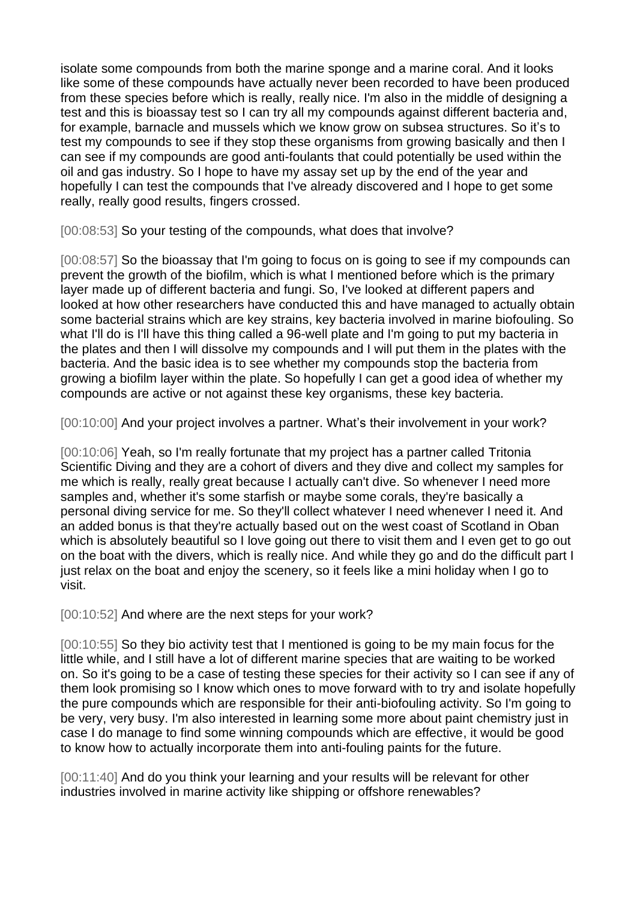isolate some compounds from both the marine sponge and a marine coral. And it looks like some of these compounds have actually never been recorded to have been produced from these species before which is really, really nice. I'm also in the middle of designing a test and this is bioassay test so I can try all my compounds against different bacteria and, for example, barnacle and mussels which we know grow on subsea structures. So it's to test my compounds to see if they stop these organisms from growing basically and then I can see if my compounds are good anti-foulants that could potentially be used within the oil and gas industry. So I hope to have my assay set up by the end of the year and hopefully I can test the compounds that I've already discovered and I hope to get some really, really good results, fingers crossed.

[00:08:53] So your testing of the compounds, what does that involve?

[00:08:57] So the bioassay that I'm going to focus on is going to see if my compounds can prevent the growth of the biofilm, which is what I mentioned before which is the primary layer made up of different bacteria and fungi. So, I've looked at different papers and looked at how other researchers have conducted this and have managed to actually obtain some bacterial strains which are key strains, key bacteria involved in marine biofouling. So what I'll do is I'll have this thing called a 96-well plate and I'm going to put my bacteria in the plates and then I will dissolve my compounds and I will put them in the plates with the bacteria. And the basic idea is to see whether my compounds stop the bacteria from growing a biofilm layer within the plate. So hopefully I can get a good idea of whether my compounds are active or not against these key organisms, these key bacteria.

[00:10:00] And your project involves a partner. What's their involvement in your work?

[00:10:06] Yeah, so I'm really fortunate that my project has a partner called Tritonia Scientific Diving and they are a cohort of divers and they dive and collect my samples for me which is really, really great because I actually can't dive. So whenever I need more samples and, whether it's some starfish or maybe some corals, they're basically a personal diving service for me. So they'll collect whatever I need whenever I need it. And an added bonus is that they're actually based out on the west coast of Scotland in Oban which is absolutely beautiful so I love going out there to visit them and I even get to go out on the boat with the divers, which is really nice. And while they go and do the difficult part I just relax on the boat and enjoy the scenery, so it feels like a mini holiday when I go to visit.

[00:10:52] And where are the next steps for your work?

[00:10:55] So they bio activity test that I mentioned is going to be my main focus for the little while, and I still have a lot of different marine species that are waiting to be worked on. So it's going to be a case of testing these species for their activity so I can see if any of them look promising so I know which ones to move forward with to try and isolate hopefully the pure compounds which are responsible for their anti-biofouling activity. So I'm going to be very, very busy. I'm also interested in learning some more about paint chemistry just in case I do manage to find some winning compounds which are effective, it would be good to know how to actually incorporate them into anti-fouling paints for the future.

[00:11:40] And do you think your learning and your results will be relevant for other industries involved in marine activity like shipping or offshore renewables?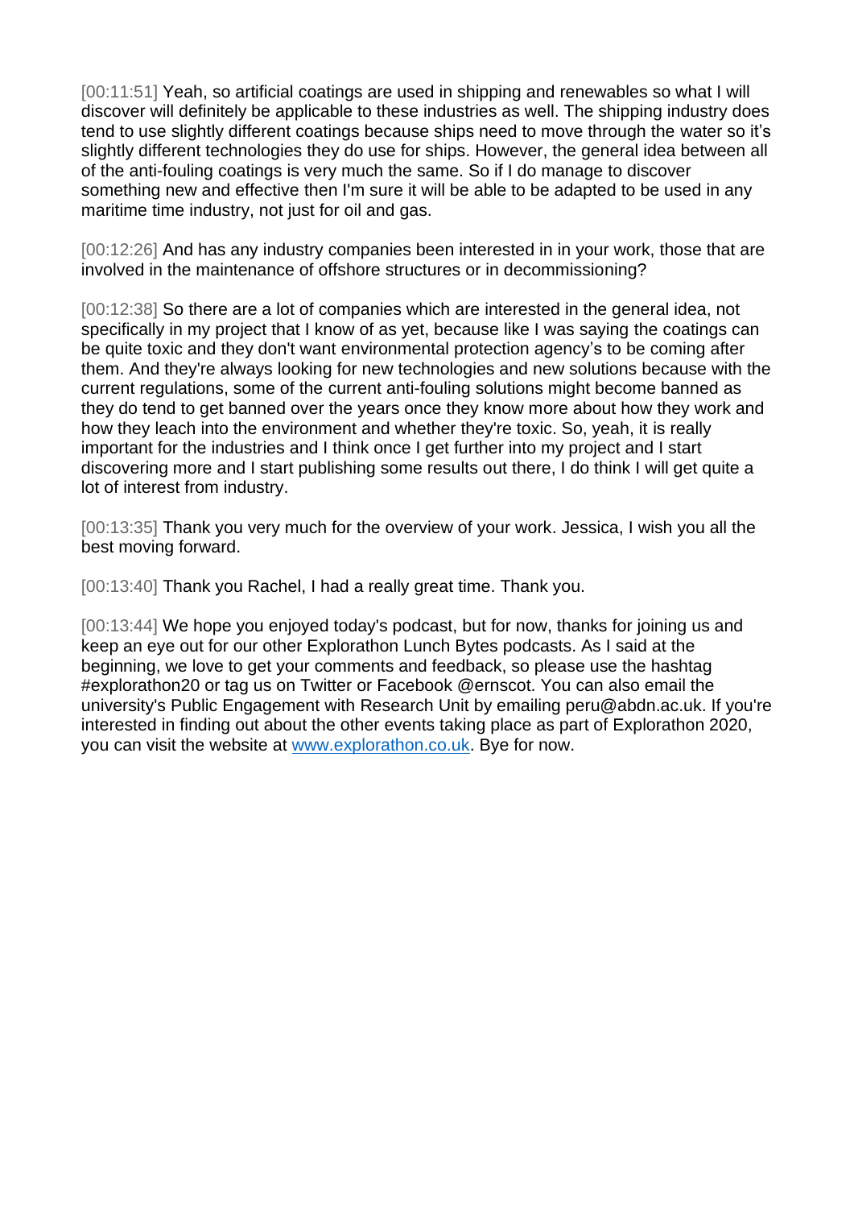[00:11:51] Yeah, so artificial coatings are used in shipping and renewables so what I will discover will definitely be applicable to these industries as well. The shipping industry does tend to use slightly different coatings because ships need to move through the water so it's slightly different technologies they do use for ships. However, the general idea between all of the anti-fouling coatings is very much the same. So if I do manage to discover something new and effective then I'm sure it will be able to be adapted to be used in any maritime time industry, not just for oil and gas.

[00:12:26] And has any industry companies been interested in in your work, those that are involved in the maintenance of offshore structures or in decommissioning?

[00:12:38] So there are a lot of companies which are interested in the general idea, not specifically in my project that I know of as yet, because like I was saying the coatings can be quite toxic and they don't want environmental protection agency's to be coming after them. And they're always looking for new technologies and new solutions because with the current regulations, some of the current anti-fouling solutions might become banned as they do tend to get banned over the years once they know more about how they work and how they leach into the environment and whether they're toxic. So, yeah, it is really important for the industries and I think once I get further into my project and I start discovering more and I start publishing some results out there, I do think I will get quite a lot of interest from industry.

[00:13:35] Thank you very much for the overview of your work. Jessica, I wish you all the best moving forward.

[00:13:40] Thank you Rachel, I had a really great time. Thank you.

[00:13:44] We hope you enjoyed today's podcast, but for now, thanks for joining us and keep an eye out for our other Explorathon Lunch Bytes podcasts. As I said at the beginning, we love to get your comments and feedback, so please use the hashtag #explorathon20 or tag us on Twitter or Facebook @ernscot. You can also email the university's Public Engagement with Research Unit by emailing peru@abdn.ac.uk. If you're interested in finding out about the other events taking place as part of Explorathon 2020, you can visit the website at [www.explorathon.co.uk](www.explorathon.co.uk). Bye for now.